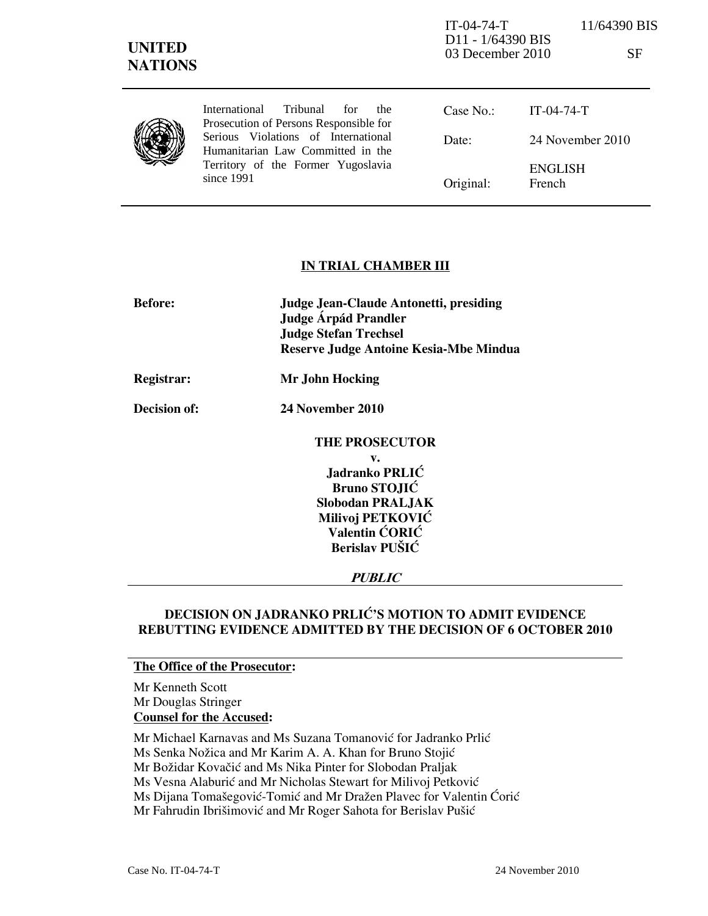IT-04-74-T 11/64390 BIS
D11 - 1/64390 BIS
03 December 2010 SF

**UNITED NATIONS**

International Tribunal for the Prosecution of Persons Responsible for Serious Violations of International Humanitarian Law Committed in the Territory of the Former Yugoslavia since 1991

| | |
|---|---|
| Case No.: | IT-04-74-T |
| Date: | 24 November 2010 |
| Original: | ENGLISH French |

## IN TRIAL CHAMBER III

**Before:** **Judge Jean-Claude Antonetti, presiding**
**Judge Árpád Prandler**
**Judge Stefan Trechsel**
**Reserve Judge Antoine Kesia-Mbe Mindua**

**Registrar:** **Mr John Hocking**

**Decision of:** **24 November 2010**

**THE PROSECUTOR**
**v.**
**Jadranko PRLIĆ**
**Bruno STOJIĆ**
**Slobodan PRALJAK**
**Milivoj PETKOVIĆ**
**Valentin ĆORIĆ**
**Berislav PUŠIĆ**

***PUBLIC***

## DECISION ON JADRANKO PRLIĆ'S MOTION TO ADMIT EVIDENCE REBUTTING EVIDENCE ADMITTED BY THE DECISION OF 6 OCTOBER 2010

**The Office of the Prosecutor:**

Mr Kenneth Scott
Mr Douglas Stringer

**Counsel for the Accused:**

Mr Michael Karnavas and Ms Suzana Tomanović for Jadranko Prlić
Ms Senka Nožica and Mr Karim A. A. Khan for Bruno Stojić
Mr Božidar Kovačić and Ms Nika Pinter for Slobodan Praljak
Ms Vesna Alaburić and Mr Nicholas Stewart for Milivoj Petković
Ms Dijana Tomašegović-Tomić and Mr Dražen Plavec for Valentin Ćorić
Mr Fahrudin Ibrišimović and Mr Roger Sahota for Berislav Pušić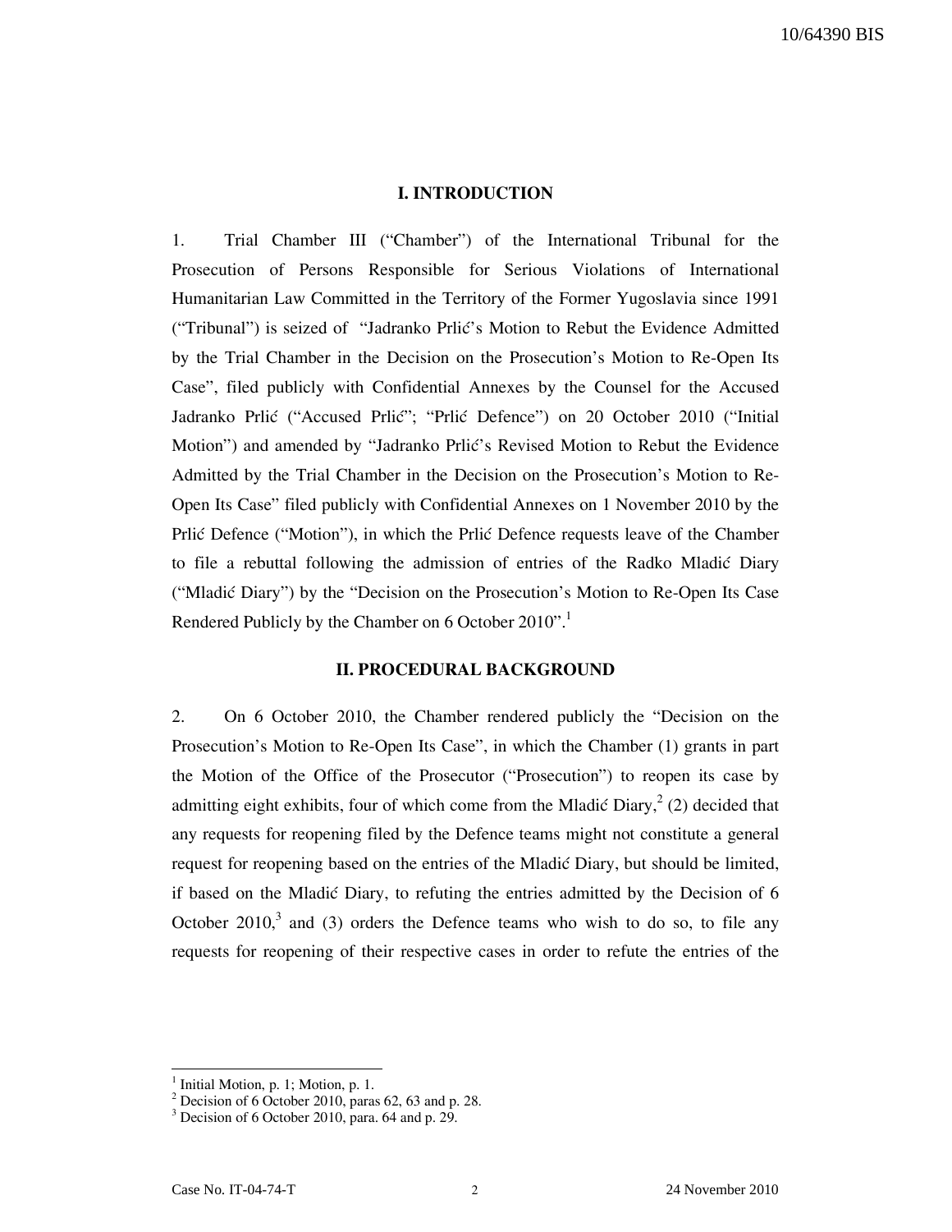## I. INTRODUCTION

1. Trial Chamber III ("Chamber") of the International Tribunal for the Prosecution of Persons Responsible for Serious Violations of International Humanitarian Law Committed in the Territory of the Former Yugoslavia since 1991 ("Tribunal") is seized of "Jadranko Prlić's Motion to Rebut the Evidence Admitted by the Trial Chamber in the Decision on the Prosecution's Motion to Re-Open Its Case", filed publicly with Confidential Annexes by the Counsel for the Accused Jadranko Prlić ("Accused Prlić"; "Prlić Defence") on 20 October 2010 ("Initial Motion") and amended by "Jadranko Prlić's Revised Motion to Rebut the Evidence Admitted by the Trial Chamber in the Decision on the Prosecution's Motion to Re-Open Its Case" filed publicly with Confidential Annexes on 1 November 2010 by the Prlić Defence ("Motion"), in which the Prlić Defence requests leave of the Chamber to file a rebuttal following the admission of entries of the Radko Mladić Diary ("Mladić Diary") by the "Decision on the Prosecution's Motion to Re-Open Its Case Rendered Publicly by the Chamber on 6 October 2010".[1]

## II. PROCEDURAL BACKGROUND

2. On 6 October 2010, the Chamber rendered publicly the "Decision on the Prosecution's Motion to Re-Open Its Case", in which the Chamber (1) grants in part the Motion of the Office of the Prosecutor ("Prosecution") to reopen its case by admitting eight exhibits, four of which come from the Mladić Diary,[2] (2) decided that any requests for reopening filed by the Defence teams might not constitute a general request for reopening based on the entries of the Mladić Diary, but should be limited, if based on the Mladić Diary, to refuting the entries admitted by the Decision of 6 October 2010,[3] and (3) orders the Defence teams who wish to do so, to file any requests for reopening of their respective cases in order to refute the entries of the

[1] Initial Motion, p. 1; Motion, p. 1.

[2] Decision of 6 October 2010, paras 62, 63 and p. 28.

[3] Decision of 6 October 2010, para. 64 and p. 29.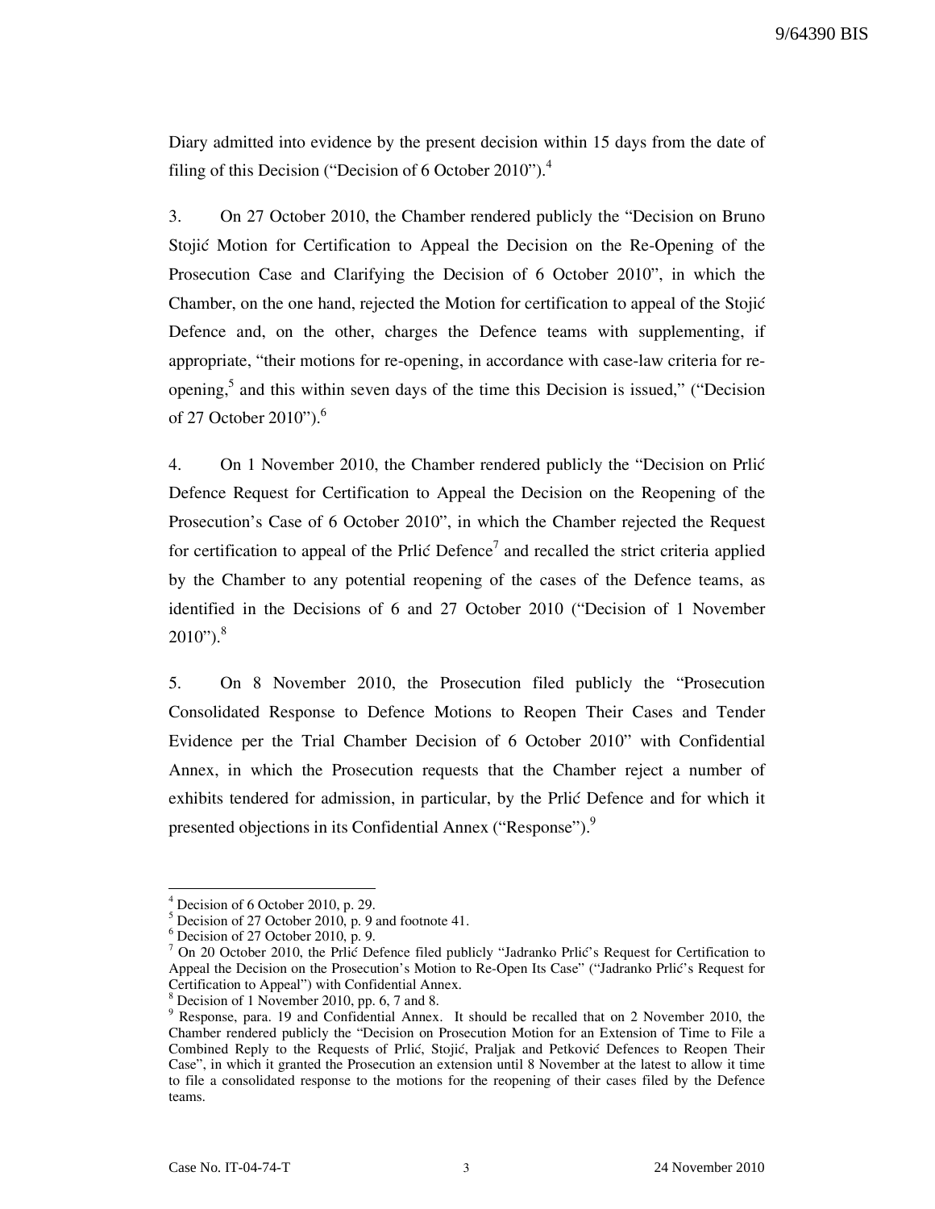Diary admitted into evidence by the present decision within 15 days from the date of filing of this Decision ("Decision of 6 October 2010").[4]

3. On 27 October 2010, the Chamber rendered publicly the "Decision on Bruno Stojić Motion for Certification to Appeal the Decision on the Re-Opening of the Prosecution Case and Clarifying the Decision of 6 October 2010", in which the Chamber, on the one hand, rejected the Motion for certification to appeal of the Stojić Defence and, on the other, charges the Defence teams with supplementing, if appropriate, "their motions for re-opening, in accordance with case-law criteria for re-opening,[5] and this within seven days of the time this Decision is issued," ("Decision of 27 October 2010").[6]

4. On 1 November 2010, the Chamber rendered publicly the "Decision on Prlić Defence Request for Certification to Appeal the Decision on the Reopening of the Prosecution's Case of 6 October 2010", in which the Chamber rejected the Request for certification to appeal of the Prlić Defence[7] and recalled the strict criteria applied by the Chamber to any potential reopening of the cases of the Defence teams, as identified in the Decisions of 6 and 27 October 2010 ("Decision of 1 November 2010").[8]

5. On 8 November 2010, the Prosecution filed publicly the "Prosecution Consolidated Response to Defence Motions to Reopen Their Cases and Tender Evidence per the Trial Chamber Decision of 6 October 2010" with Confidential Annex, in which the Prosecution requests that the Chamber reject a number of exhibits tendered for admission, in particular, by the Prlić Defence and for which it presented objections in its Confidential Annex ("Response").[9]

---

[4] Decision of 6 October 2010, p. 29.

[5] Decision of 27 October 2010, p. 9 and footnote 41.

[6] Decision of 27 October 2010, p. 9.

[7] On 20 October 2010, the Prlić Defence filed publicly "Jadranko Prlić's Request for Certification to Appeal the Decision on the Prosecution's Motion to Re-Open Its Case" ("Jadranko Prlić's Request for Certification to Appeal") with Confidential Annex.

[8] Decision of 1 November 2010, pp. 6, 7 and 8.

[9] Response, para. 19 and Confidential Annex. It should be recalled that on 2 November 2010, the Chamber rendered publicly the "Decision on Prosecution Motion for an Extension of Time to File a Combined Reply to the Requests of Prlić, Stojić, Praljak and Petković Defences to Reopen Their Case", in which it granted the Prosecution an extension until 8 November at the latest to allow it time to file a consolidated response to the motions for the reopening of their cases filed by the Defence teams.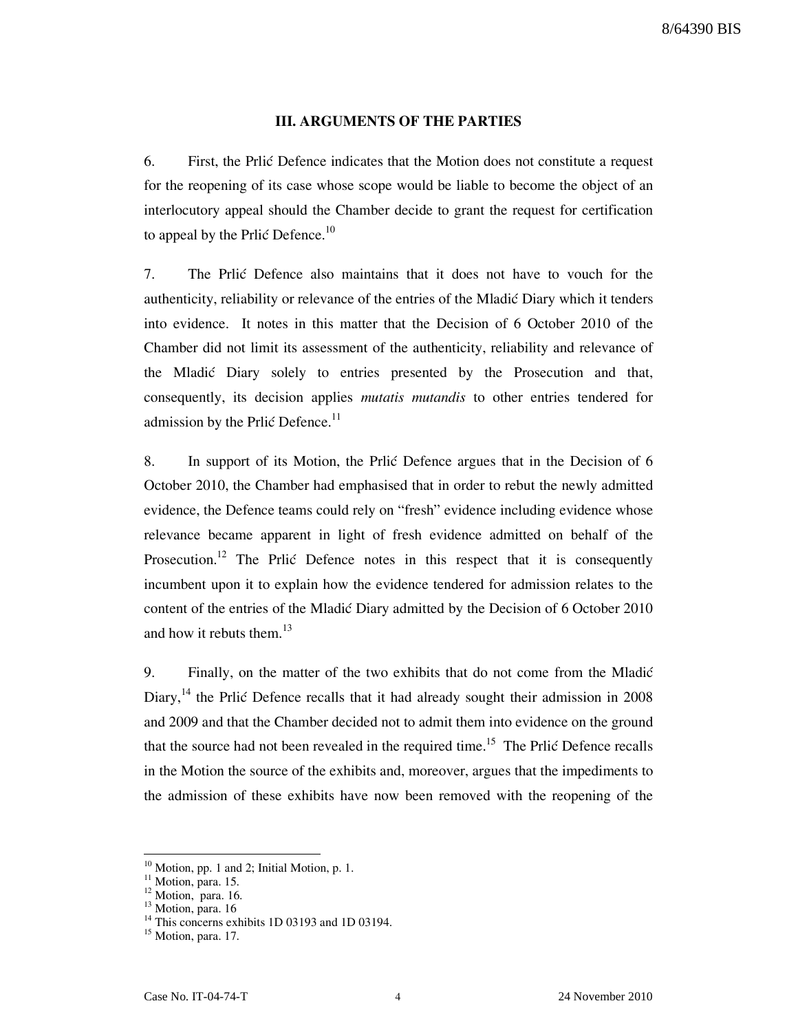## III. ARGUMENTS OF THE PARTIES

6. First, the Prlić Defence indicates that the Motion does not constitute a request for the reopening of its case whose scope would be liable to become the object of an interlocutory appeal should the Chamber decide to grant the request for certification to appeal by the Prlić Defence.[10]

7. The Prlić Defence also maintains that it does not have to vouch for the authenticity, reliability or relevance of the entries of the Mladić Diary which it tenders into evidence. It notes in this matter that the Decision of 6 October 2010 of the Chamber did not limit its assessment of the authenticity, reliability and relevance of the Mladić Diary solely to entries presented by the Prosecution and that, consequently, its decision applies *mutatis mutandis* to other entries tendered for admission by the Prlić Defence.[11]

8. In support of its Motion, the Prlić Defence argues that in the Decision of 6 October 2010, the Chamber had emphasised that in order to rebut the newly admitted evidence, the Defence teams could rely on "fresh" evidence including evidence whose relevance became apparent in light of fresh evidence admitted on behalf of the Prosecution.[12] The Prlić Defence notes in this respect that it is consequently incumbent upon it to explain how the evidence tendered for admission relates to the content of the entries of the Mladić Diary admitted by the Decision of 6 October 2010 and how it rebuts them.[13]

9. Finally, on the matter of the two exhibits that do not come from the Mladić Diary,[14] the Prlić Defence recalls that it had already sought their admission in 2008 and 2009 and that the Chamber decided not to admit them into evidence on the ground that the source had not been revealed in the required time.[15] The Prlić Defence recalls in the Motion the source of the exhibits and, moreover, argues that the impediments to the admission of these exhibits have now been removed with the reopening of the

---

[10] Motion, pp. 1 and 2; Initial Motion, p. 1.
[11] Motion, para. 15.
[12] Motion, para. 16.
[13] Motion, para. 16
[14] This concerns exhibits 1D 03193 and 1D 03194.
[15] Motion, para. 17.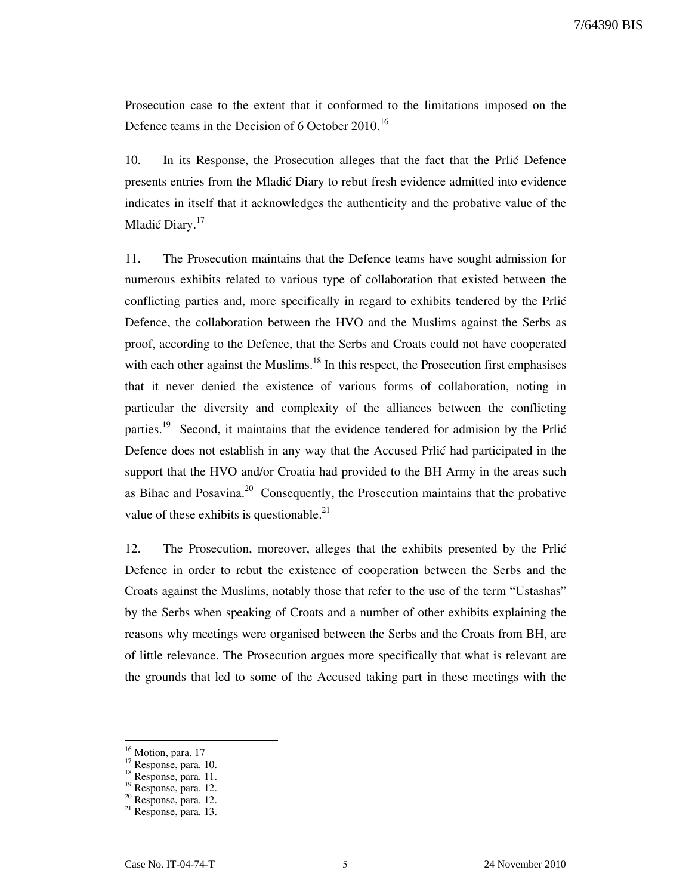Prosecution case to the extent that it conformed to the limitations imposed on the Defence teams in the Decision of 6 October 2010.[16]

10. In its Response, the Prosecution alleges that the fact that the Prlić Defence presents entries from the Mladić Diary to rebut fresh evidence admitted into evidence indicates in itself that it acknowledges the authenticity and the probative value of the Mladić Diary.[17]

11. The Prosecution maintains that the Defence teams have sought admission for numerous exhibits related to various type of collaboration that existed between the conflicting parties and, more specifically in regard to exhibits tendered by the Prlić Defence, the collaboration between the HVO and the Muslims against the Serbs as proof, according to the Defence, that the Serbs and Croats could not have cooperated with each other against the Muslims.[18] In this respect, the Prosecution first emphasises that it never denied the existence of various forms of collaboration, noting in particular the diversity and complexity of the alliances between the conflicting parties.[19] Second, it maintains that the evidence tendered for admision by the Prlić Defence does not establish in any way that the Accused Prlić had participated in the support that the HVO and/or Croatia had provided to the BH Army in the areas such as Bihac and Posavina.[20] Consequently, the Prosecution maintains that the probative value of these exhibits is questionable.[21]

12. The Prosecution, moreover, alleges that the exhibits presented by the Prlić Defence in order to rebut the existence of cooperation between the Serbs and the Croats against the Muslims, notably those that refer to the use of the term "Ustashas" by the Serbs when speaking of Croats and a number of other exhibits explaining the reasons why meetings were organised between the Serbs and the Croats from BH, are of little relevance. The Prosecution argues more specifically that what is relevant are the grounds that led to some of the Accused taking part in these meetings with the

---

[16] Motion, para. 17
[17] Response, para. 10.
[18] Response, para. 11.
[19] Response, para. 12.
[20] Response, para. 12.
[21] Response, para. 13.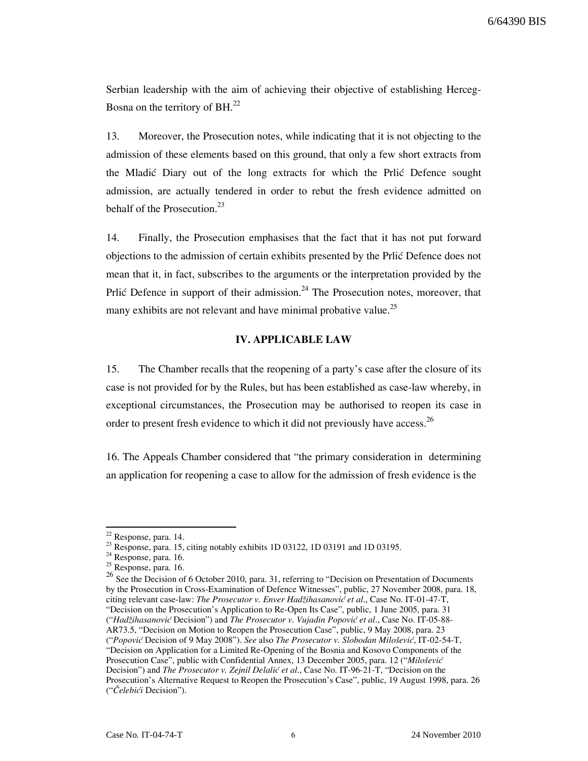Serbian leadership with the aim of achieving their objective of establishing Herceg-Bosna on the territory of BH.[22]

13. Moreover, the Prosecution notes, while indicating that it is not objecting to the admission of these elements based on this ground, that only a few short extracts from the Mladić Diary out of the long extracts for which the Prlić Defence sought admission, are actually tendered in order to rebut the fresh evidence admitted on behalf of the Prosecution.[23]

14. Finally, the Prosecution emphasises that the fact that it has not put forward objections to the admission of certain exhibits presented by the Prlić Defence does not mean that it, in fact, subscribes to the arguments or the interpretation provided by the Prlić Defence in support of their admission.[24] The Prosecution notes, moreover, that many exhibits are not relevant and have minimal probative value.[25]

## IV. APPLICABLE LAW

15. The Chamber recalls that the reopening of a party's case after the closure of its case is not provided for by the Rules, but has been established as case-law whereby, in exceptional circumstances, the Prosecution may be authorised to reopen its case in order to present fresh evidence to which it did not previously have access.[26]

16. The Appeals Chamber considered that "the primary consideration in determining an application for reopening a case to allow for the admission of fresh evidence is the

---

[22] Response, para. 14.

[23] Response, para. 15, citing notably exhibits 1D 03122, 1D 03191 and 1D 03195.

[24] Response, para. 16.

[25] Response, para. 16.

[26] See the Decision of 6 October 2010, para. 31, referring to "Decision on Presentation of Documents by the Prosecution in Cross-Examination of Defence Witnesses", public, 27 November 2008, para. 18, citing relevant case-law: *The Prosecutor v. Enver Hadžihasanović et al*., Case No. IT-01-47-T, "Decision on the Prosecution's Application to Re-Open Its Case", public, 1 June 2005, para. 31 ("*Hadžihasanović* Decision") and *The Prosecutor v. Vujadin Popović et al*., Case No. IT-05-88-AR73.5, "Decision on Motion to Reopen the Prosecution Case", public, 9 May 2008, para. 23 ("*Popović* Decision of 9 May 2008"). *See* also *The Prosecutor v. Slobodan Milošević*, IT-02-54-T, "Decision on Application for a Limited Re-Opening of the Bosnia and Kosovo Components of the Prosecution Case", public with Confidential Annex, 13 December 2005, para. 12 ("*Milošević* Decision") and *The Prosecutor v. Zejnil Delalić et al*., Case No. IT-96-21-T, "Decision on the Prosecution's Alternative Request to Reopen the Prosecution's Case", public, 19 August 1998, para. 26 ("*Čelebići* Decision").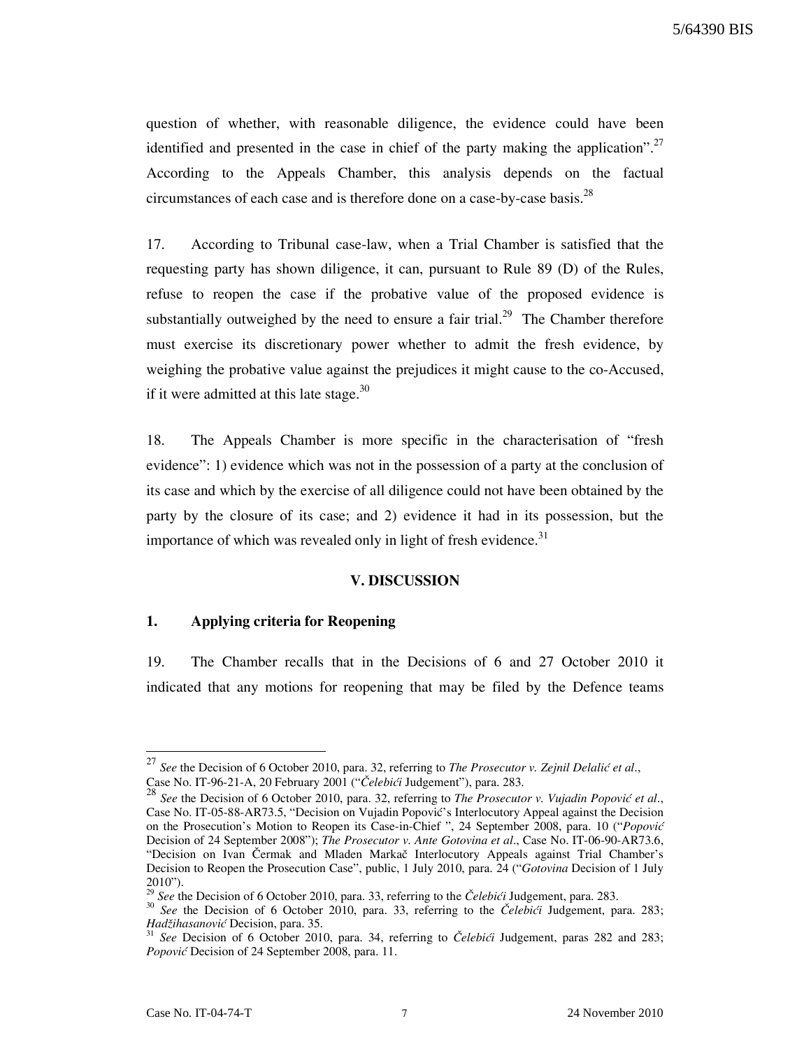question of whether, with reasonable diligence, the evidence could have been identified and presented in the case in chief of the party making the application".[27] According to the Appeals Chamber, this analysis depends on the factual circumstances of each case and is therefore done on a case-by-case basis.[28]

17. According to Tribunal case-law, when a Trial Chamber is satisfied that the requesting party has shown diligence, it can, pursuant to Rule 89 (D) of the Rules, refuse to reopen the case if the probative value of the proposed evidence is substantially outweighed by the need to ensure a fair trial.[29] The Chamber therefore must exercise its discretionary power whether to admit the fresh evidence, by weighing the probative value against the prejudices it might cause to the co-Accused, if it were admitted at this late stage.[30]

18. The Appeals Chamber is more specific in the characterisation of "fresh evidence": 1) evidence which was not in the possession of a party at the conclusion of its case and which by the exercise of all diligence could not have been obtained by the party by the closure of its case; and 2) evidence it had in its possession, but the importance of which was revealed only in light of fresh evidence.[31]

## V. DISCUSSION

### 1. Applying criteria for Reopening

19. The Chamber recalls that in the Decisions of 6 and 27 October 2010 it indicated that any motions for reopening that may be filed by the Defence teams

---

[27] *See* the Decision of 6 October 2010, para. 32, referring to *The Prosecutor v. Zejnil Delalić et al*., Case No. IT-96-21-A, 20 February 2001 ("*Čelebići* Judgement"), para. 283.

[28] *See* the Decision of 6 October 2010, para. 32, referring to *The Prosecutor v. Vujadin Popović et al*., Case No. IT-05-88-AR73.5, "Decision on Vujadin Popović's Interlocutory Appeal against the Decision on the Prosecution's Motion to Reopen its Case-in-Chief ", 24 September 2008, para. 10 ("*Popović* Decision of 24 September 2008"); *The Prosecutor v. Ante Gotovina et al*., Case No. IT-06-90-AR73.6, "Decision on Ivan Čermak and Mladen Markač Interlocutory Appeals against Trial Chamber's Decision to Reopen the Prosecution Case", public, 1 July 2010, para. 24 ("*Gotovina* Decision of 1 July 2010").

[29] *See* the Decision of 6 October 2010, para. 33, referring to the *Čelebići* Judgement, para. 283.

[30] *See* the Decision of 6 October 2010, para. 33, referring to the *Čelebići* Judgement, para. 283; *Hadžihasanović* Decision, para. 35.

[31] *See* Decision of 6 October 2010, para. 34, referring to *Čelebići* Judgement, paras 282 and 283; *Popović* Decision of 24 September 2008, para. 11.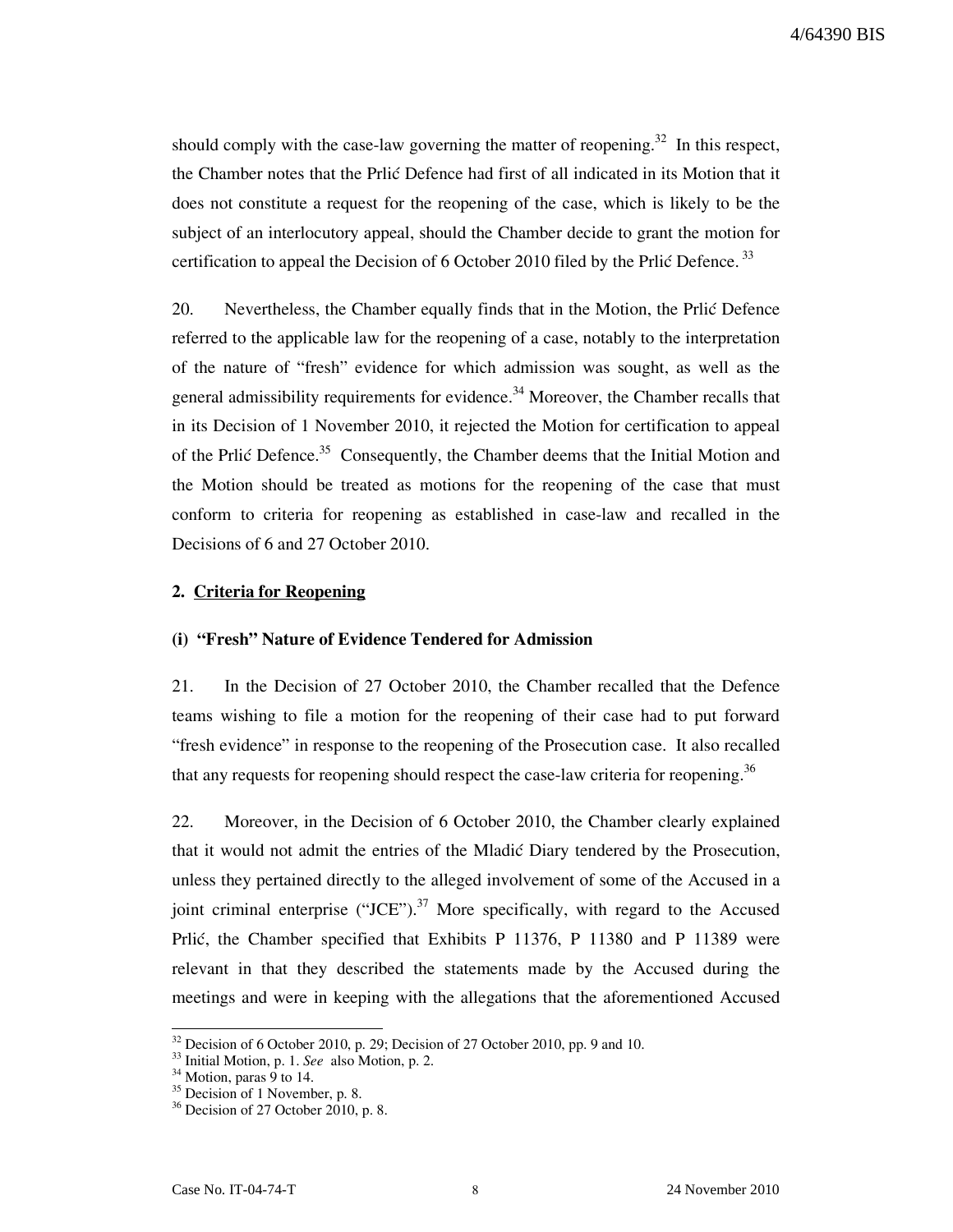should comply with the case-law governing the matter of reopening.[32] In this respect, the Chamber notes that the Prlić Defence had first of all indicated in its Motion that it does not constitute a request for the reopening of the case, which is likely to be the subject of an interlocutory appeal, should the Chamber decide to grant the motion for certification to appeal the Decision of 6 October 2010 filed by the Prlić Defence.[33]

20. Nevertheless, the Chamber equally finds that in the Motion, the Prlić Defence referred to the applicable law for the reopening of a case, notably to the interpretation of the nature of "fresh" evidence for which admission was sought, as well as the general admissibility requirements for evidence.[34] Moreover, the Chamber recalls that in its Decision of 1 November 2010, it rejected the Motion for certification to appeal of the Prlić Defence.[35] Consequently, the Chamber deems that the Initial Motion and the Motion should be treated as motions for the reopening of the case that must conform to criteria for reopening as established in case-law and recalled in the Decisions of 6 and 27 October 2010.

**2. Criteria for Reopening**

**(i) "Fresh" Nature of Evidence Tendered for Admission**

21. In the Decision of 27 October 2010, the Chamber recalled that the Defence teams wishing to file a motion for the reopening of their case had to put forward "fresh evidence" in response to the reopening of the Prosecution case. It also recalled that any requests for reopening should respect the case-law criteria for reopening.[36]

22. Moreover, in the Decision of 6 October 2010, the Chamber clearly explained that it would not admit the entries of the Mladić Diary tendered by the Prosecution, unless they pertained directly to the alleged involvement of some of the Accused in a joint criminal enterprise ("JCE").[37] More specifically, with regard to the Accused Prlić, the Chamber specified that Exhibits P 11376, P 11380 and P 11389 were relevant in that they described the statements made by the Accused during the meetings and were in keeping with the allegations that the aforementioned Accused

---

[32] Decision of 6 October 2010, p. 29; Decision of 27 October 2010, pp. 9 and 10.

[33] Initial Motion, p. 1. *See* also Motion, p. 2.

[34] Motion, paras 9 to 14.

[35] Decision of 1 November, p. 8.

[36] Decision of 27 October 2010, p. 8.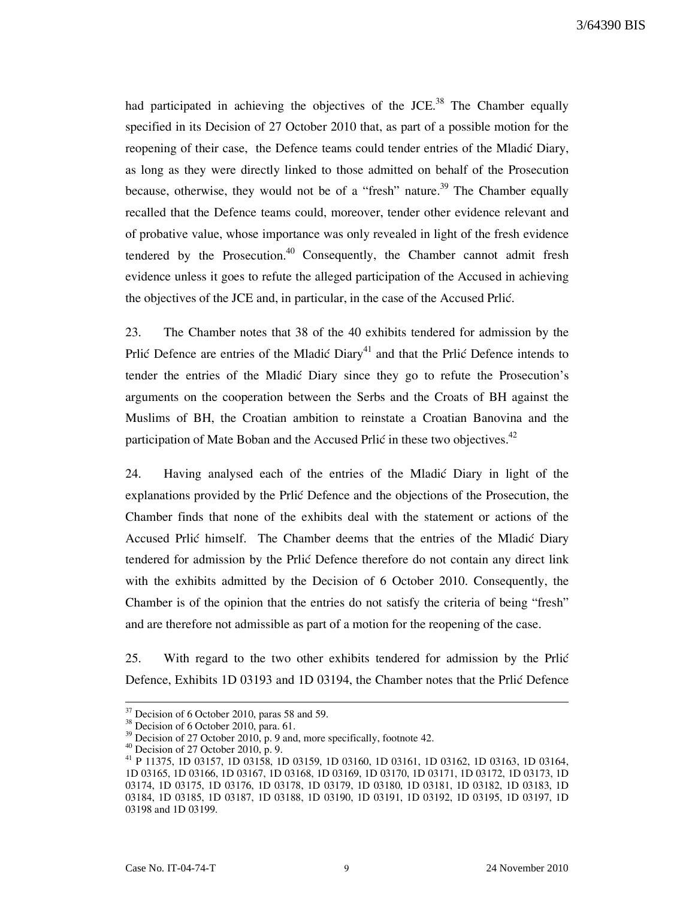had participated in achieving the objectives of the JCE.[38] The Chamber equally specified in its Decision of 27 October 2010 that, as part of a possible motion for the reopening of their case, the Defence teams could tender entries of the Mladić Diary, as long as they were directly linked to those admitted on behalf of the Prosecution because, otherwise, they would not be of a "fresh" nature.[39] The Chamber equally recalled that the Defence teams could, moreover, tender other evidence relevant and of probative value, whose importance was only revealed in light of the fresh evidence tendered by the Prosecution.[40] Consequently, the Chamber cannot admit fresh evidence unless it goes to refute the alleged participation of the Accused in achieving the objectives of the JCE and, in particular, in the case of the Accused Prlić.

23. The Chamber notes that 38 of the 40 exhibits tendered for admission by the Prlić Defence are entries of the Mladić Diary[41] and that the Prlić Defence intends to tender the entries of the Mladić Diary since they go to refute the Prosecution's arguments on the cooperation between the Serbs and the Croats of BH against the Muslims of BH, the Croatian ambition to reinstate a Croatian Banovina and the participation of Mate Boban and the Accused Prlić in these two objectives.[42]

24. Having analysed each of the entries of the Mladić Diary in light of the explanations provided by the Prlić Defence and the objections of the Prosecution, the Chamber finds that none of the exhibits deal with the statement or actions of the Accused Prlić himself. The Chamber deems that the entries of the Mladić Diary tendered for admission by the Prlić Defence therefore do not contain any direct link with the exhibits admitted by the Decision of 6 October 2010. Consequently, the Chamber is of the opinion that the entries do not satisfy the criteria of being "fresh" and are therefore not admissible as part of a motion for the reopening of the case.

25. With regard to the two other exhibits tendered for admission by the Prlić Defence, Exhibits 1D 03193 and 1D 03194, the Chamber notes that the Prlić Defence

---

[37] Decision of 6 October 2010, paras 58 and 59.

[38] Decision of 6 October 2010, para. 61.

[39] Decision of 27 October 2010, p. 9 and, more specifically, footnote 42.

[40] Decision of 27 October 2010, p. 9.

[41] P 11375, 1D 03157, 1D 03158, 1D 03159, 1D 03160, 1D 03161, 1D 03162, 1D 03163, 1D 03164, 1D 03165, 1D 03166, 1D 03167, 1D 03168, 1D 03169, 1D 03170, 1D 03171, 1D 03172, 1D 03173, 1D 03174, 1D 03175, 1D 03176, 1D 03178, 1D 03179, 1D 03180, 1D 03181, 1D 03182, 1D 03183, 1D 03184, 1D 03185, 1D 03187, 1D 03188, 1D 03190, 1D 03191, 1D 03192, 1D 03195, 1D 03197, 1D 03198 and 1D 03199.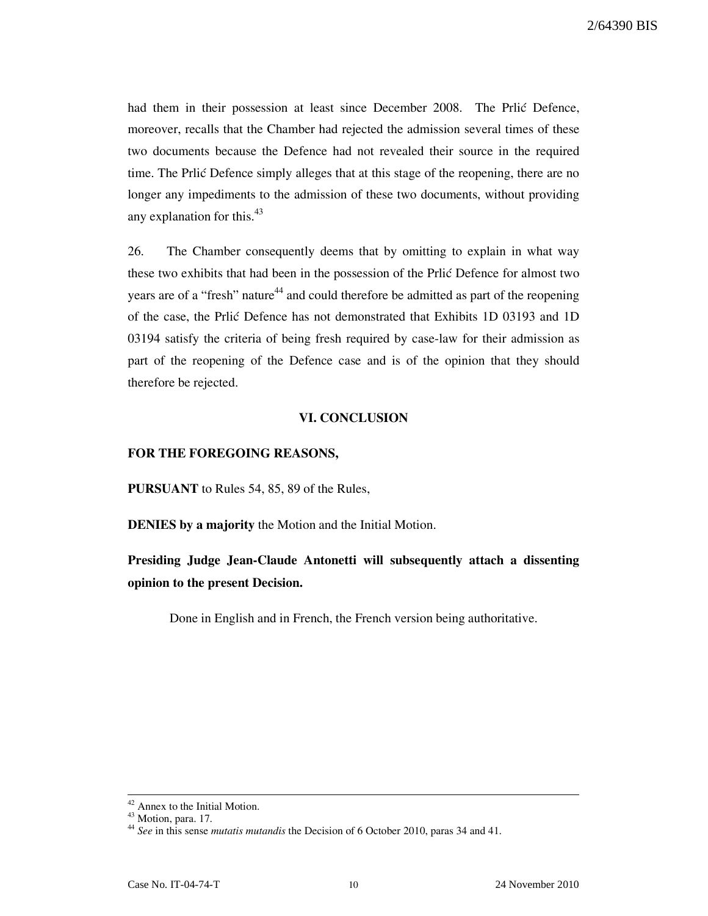had them in their possession at least since December 2008. The Prlić Defence, moreover, recalls that the Chamber had rejected the admission several times of these two documents because the Defence had not revealed their source in the required time. The Prlić Defence simply alleges that at this stage of the reopening, there are no longer any impediments to the admission of these two documents, without providing any explanation for this.[43]

26. The Chamber consequently deems that by omitting to explain in what way these two exhibits that had been in the possession of the Prlić Defence for almost two years are of a "fresh" nature[44] and could therefore be admitted as part of the reopening of the case, the Prlić Defence has not demonstrated that Exhibits 1D 03193 and 1D 03194 satisfy the criteria of being fresh required by case-law for their admission as part of the reopening of the Defence case and is of the opinion that they should therefore be rejected.

## VI. CONCLUSION

**FOR THE FOREGOING REASONS,**

**PURSUANT** to Rules 54, 85, 89 of the Rules,

**DENIES by a majority** the Motion and the Initial Motion.

**Presiding Judge Jean-Claude Antonetti will subsequently attach a dissenting opinion to the present Decision.**

Done in English and in French, the French version being authoritative.

---

[42] Annex to the Initial Motion.

[43] Motion, para. 17.

[44] *See* in this sense *mutatis mutandis* the Decision of 6 October 2010, paras 34 and 41.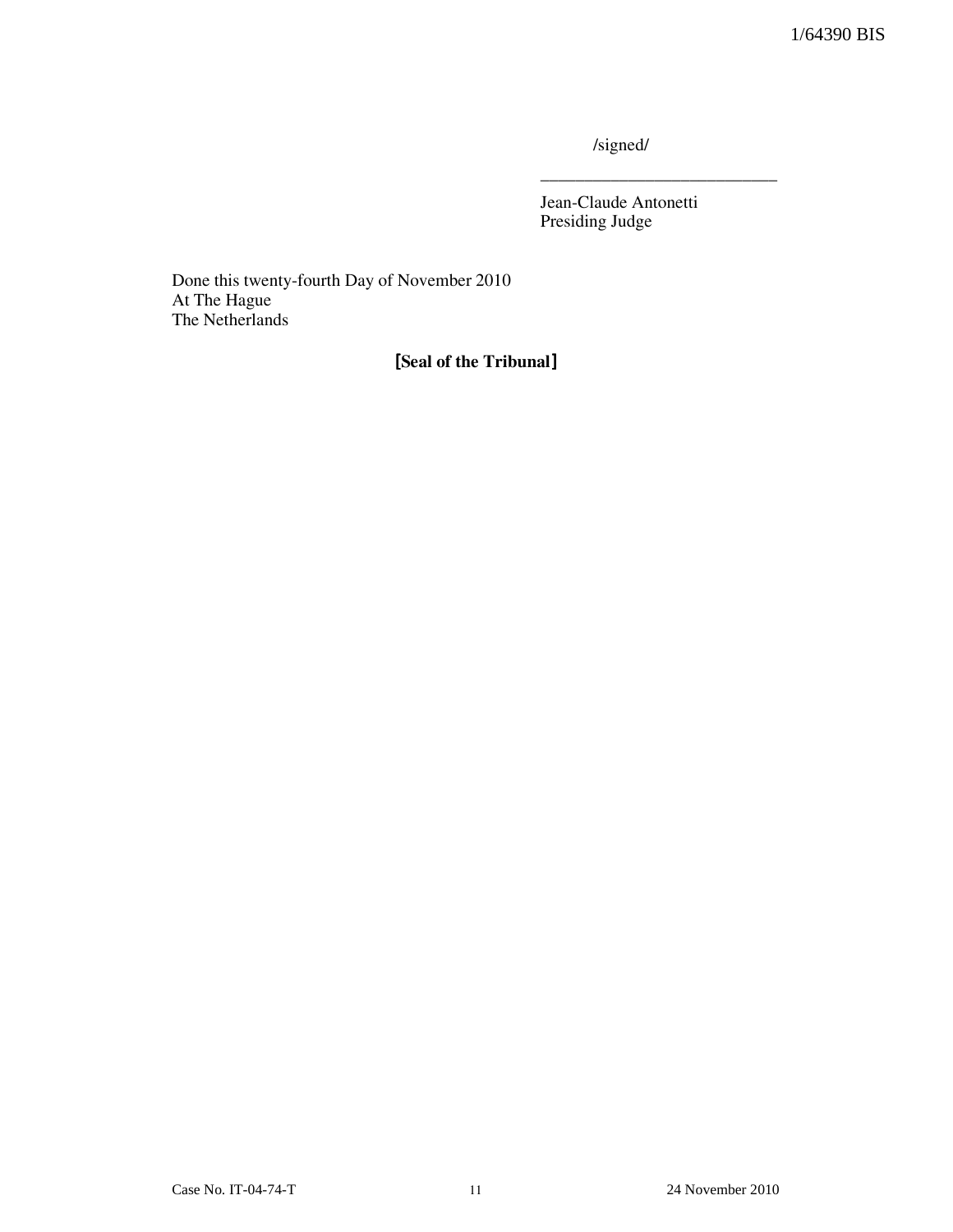/signed/

\_\_\_\_\_\_\_\_\_\_\_\_\_\_\_\_\_\_\_\_\_\_\_\_\_\_

Jean-Claude Antonetti
Presiding Judge

Done this twenty-fourth Day of November 2010
At The Hague
The Netherlands

**[Seal of the Tribunal]**